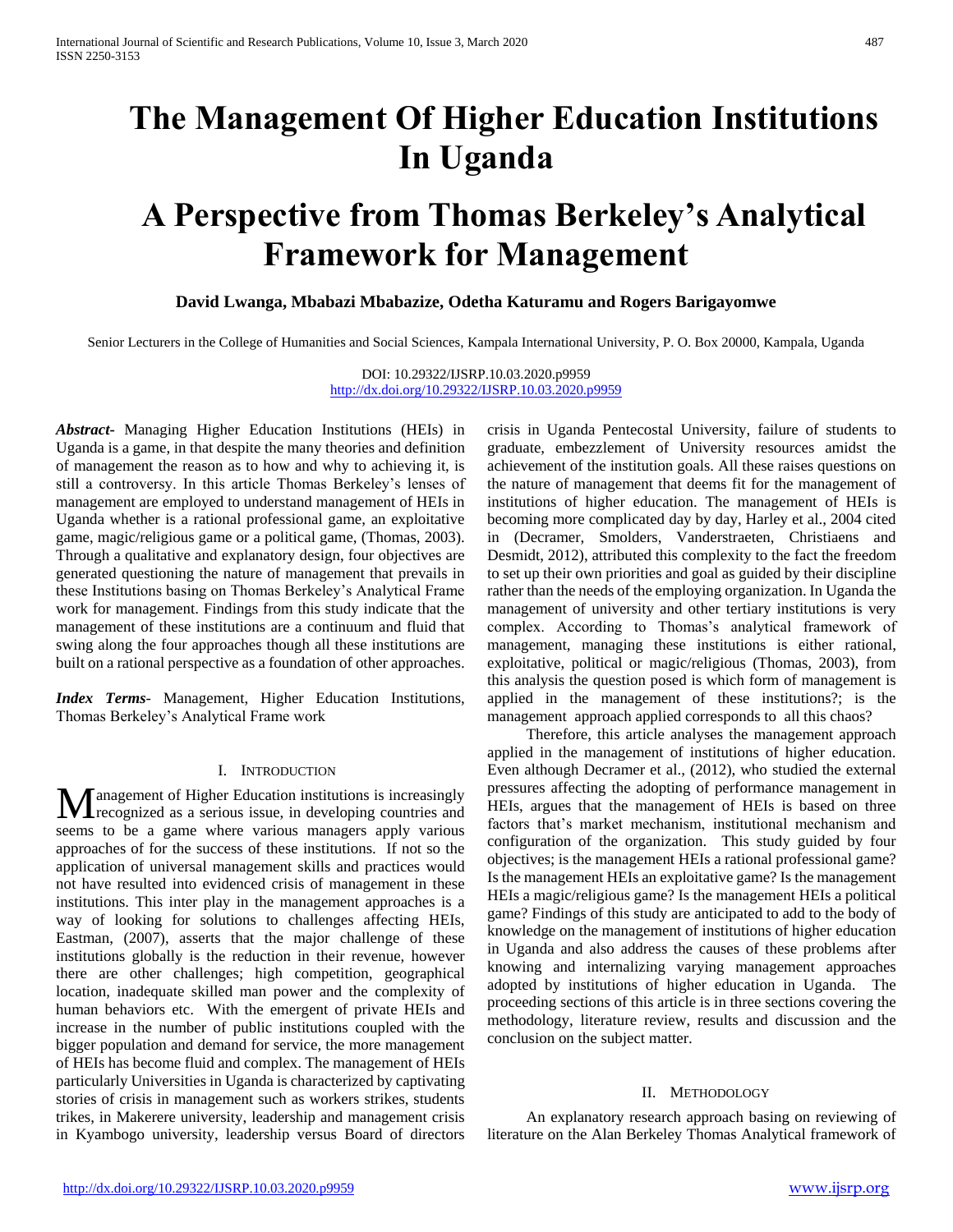# The Management Of Higher Education Institutions In Uganda

# A Perspective from Thomas Berkeley's Analytical Framework for Management

**David Lwanga, Mbabazi Mbabazize, Odetha Katuramu and Rogers Barigayomwe**

Senior Lecturers in the College of Humanities and Social Sciences, Kampala International University, P. O. Box 20000, Kampala, Uganda

DOI: 10.29322/IJSRP.10.03.2020.p9959
http://dx.doi.org/10.29322/IJSRP.10.03.2020.p9959

***Abstract***- Managing Higher Education Institutions (HEIs) in Uganda is a game, in that despite the many theories and definition of management the reason as to how and why to achieving it, is still a controversy. In this article Thomas Berkeley's lenses of management are employed to understand management of HEIs in Uganda whether is a rational professional game, an exploitative game, magic/religious game or a political game, (Thomas, 2003). Through a qualitative and explanatory design, four objectives are generated questioning the nature of management that prevails in these Institutions basing on Thomas Berkeley's Analytical Frame work for management. Findings from this study indicate that the management of these institutions are a continuum and fluid that swing along the four approaches though all these institutions are built on a rational perspective as a foundation of other approaches.

***Index Terms***- Management, Higher Education Institutions, Thomas Berkeley's Analytical Frame work

## I. Introduction

Management of Higher Education institutions is increasingly recognized as a serious issue, in developing countries and seems to be a game where various managers apply various approaches of for the success of these institutions. If not so the application of universal management skills and practices would not have resulted into evidenced crisis of management in these institutions. This inter play in the management approaches is a way of looking for solutions to challenges affecting HEIs, Eastman, (2007), asserts that the major challenge of these institutions globally is the reduction in their revenue, however there are other challenges; high competition, geographical location, inadequate skilled man power and the complexity of human behaviors etc. With the emergent of private HEIs and increase in the number of public institutions coupled with the bigger population and demand for service, the more management of HEIs has become fluid and complex. The management of HEIs particularly Universities in Uganda is characterized by captivating stories of crisis in management such as workers strikes, students trikes, in Makerere university, leadership and management crisis in Kyambogo university, leadership versus Board of directors crisis in Uganda Pentecostal University, failure of students to graduate, embezzlement of University resources amidst the achievement of the institution goals. All these raises questions on the nature of management that deems fit for the management of institutions of higher education. The management of HEIs is becoming more complicated day by day, Harley et al., 2004 cited in (Decramer, Smolders, Vanderstraeten, Christiaens and Desmidt, 2012), attributed this complexity to the fact the freedom to set up their own priorities and goal as guided by their discipline rather than the needs of the employing organization. In Uganda the management of university and other tertiary institutions is very complex. According to Thomas's analytical framework of management, managing these institutions is either rational, exploitative, political or magic/religious (Thomas, 2003), from this analysis the question posed is which form of management is applied in the management of these institutions?; is the management approach applied corresponds to all this chaos?

Therefore, this article analyses the management approach applied in the management of institutions of higher education. Even although Decramer et al., (2012), who studied the external pressures affecting the adopting of performance management in HEIs, argues that the management of HEIs is based on three factors that's market mechanism, institutional mechanism and configuration of the organization. This study guided by four objectives; is the management HEIs a rational professional game? Is the management HEIs an exploitative game? Is the management HEIs a magic/religious game? Is the management HEIs a political game? Findings of this study are anticipated to add to the body of knowledge on the management of institutions of higher education in Uganda and also address the causes of these problems after knowing and internalizing varying management approaches adopted by institutions of higher education in Uganda. The proceeding sections of this article is in three sections covering the methodology, literature review, results and discussion and the conclusion on the subject matter.

## II. Methodology

An explanatory research approach basing on reviewing of literature on the Alan Berkeley Thomas Analytical framework of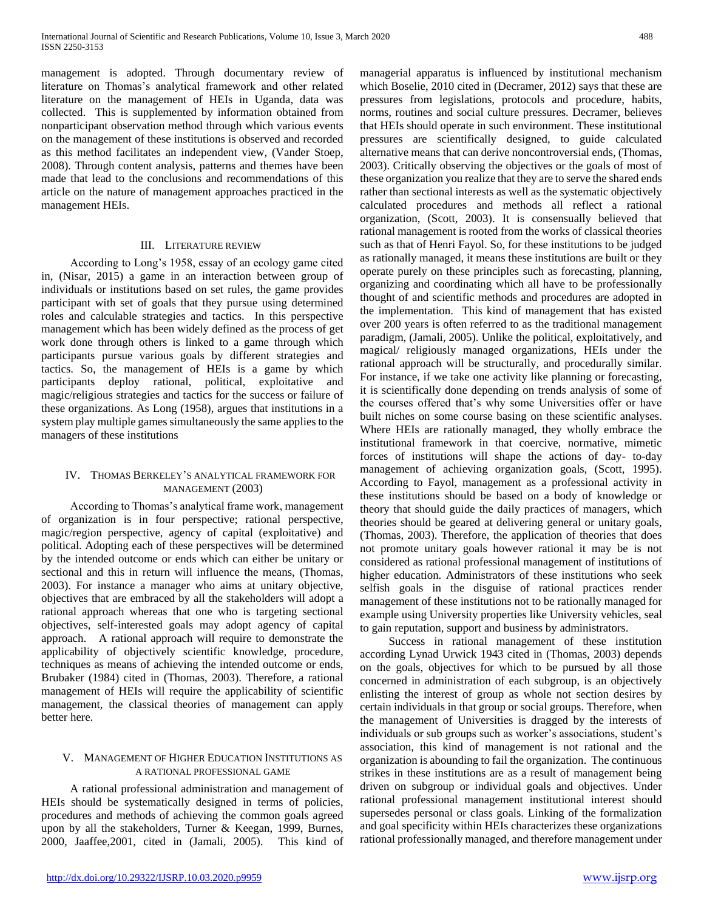management is adopted. Through documentary review of literature on Thomas's analytical framework and other related literature on the management of HEIs in Uganda, data was collected. This is supplemented by information obtained from nonparticipant observation method through which various events on the management of these institutions is observed and recorded as this method facilitates an independent view, (Vander Stoep, 2008). Through content analysis, patterns and themes have been made that lead to the conclusions and recommendations of this article on the nature of management approaches practiced in the management HEIs.

## III. Literature review

According to Long's 1958, essay of an ecology game cited in, (Nisar, 2015) a game in an interaction between group of individuals or institutions based on set rules, the game provides participant with set of goals that they pursue using determined roles and calculable strategies and tactics. In this perspective management which has been widely defined as the process of get work done through others is linked to a game through which participants pursue various goals by different strategies and tactics. So, the management of HEIs is a game by which participants deploy rational, political, exploitative and magic/religious strategies and tactics for the success or failure of these organizations. As Long (1958), argues that institutions in a system play multiple games simultaneously the same applies to the managers of these institutions

## IV. Thomas Berkeley's analytical framework for management (2003)

According to Thomas's analytical frame work, management of organization is in four perspective; rational perspective, magic/region perspective, agency of capital (exploitative) and political. Adopting each of these perspectives will be determined by the intended outcome or ends which can either be unitary or sectional and this in return will influence the means, (Thomas, 2003). For instance a manager who aims at unitary objective, objectives that are embraced by all the stakeholders will adopt a rational approach whereas that one who is targeting sectional objectives, self-interested goals may adopt agency of capital approach. A rational approach will require to demonstrate the applicability of objectively scientific knowledge, procedure, techniques as means of achieving the intended outcome or ends, Brubaker (1984) cited in (Thomas, 2003). Therefore, a rational management of HEIs will require the applicability of scientific management, the classical theories of management can apply better here.

## V. Management of Higher Education Institutions as a rational professional game

A rational professional administration and management of HEIs should be systematically designed in terms of policies, procedures and methods of achieving the common goals agreed upon by all the stakeholders, Turner & Keegan, 1999, Burnes, 2000, Jaaffee,2001, cited in (Jamali, 2005). This kind of managerial apparatus is influenced by institutional mechanism which Boselie, 2010 cited in (Decramer, 2012) says that these are pressures from legislations, protocols and procedure, habits, norms, routines and social culture pressures. Decramer, believes that HEIs should operate in such environment. These institutional pressures are scientifically designed, to guide calculated alternative means that can derive noncontroversial ends, (Thomas, 2003). Critically observing the objectives or the goals of most of these organization you realize that they are to serve the shared ends rather than sectional interests as well as the systematic objectively calculated procedures and methods all reflect a rational organization, (Scott, 2003). It is consensually believed that rational management is rooted from the works of classical theories such as that of Henri Fayol. So, for these institutions to be judged as rationally managed, it means these institutions are built or they operate purely on these principles such as forecasting, planning, organizing and coordinating which all have to be professionally thought of and scientific methods and procedures are adopted in the implementation. This kind of management that has existed over 200 years is often referred to as the traditional management paradigm, (Jamali, 2005). Unlike the political, exploitatively, and magical/ religiously managed organizations, HEIs under the rational approach will be structurally, and procedurally similar. For instance, if we take one activity like planning or forecasting, it is scientifically done depending on trends analysis of some of the courses offered that's why some Universities offer or have built niches on some course basing on these scientific analyses. Where HEIs are rationally managed, they wholly embrace the institutional framework in that coercive, normative, mimetic forces of institutions will shape the actions of day- to-day management of achieving organization goals, (Scott, 1995). According to Fayol, management as a professional activity in these institutions should be based on a body of knowledge or theory that should guide the daily practices of managers, which theories should be geared at delivering general or unitary goals, (Thomas, 2003). Therefore, the application of theories that does not promote unitary goals however rational it may be is not considered as rational professional management of institutions of higher education. Administrators of these institutions who seek selfish goals in the disguise of rational practices render management of these institutions not to be rationally managed for example using University properties like University vehicles, seal to gain reputation, support and business by administrators.

Success in rational management of these institution according Lynad Urwick 1943 cited in (Thomas, 2003) depends on the goals, objectives for which to be pursued by all those concerned in administration of each subgroup, is an objectively enlisting the interest of group as whole not section desires by certain individuals in that group or social groups. Therefore, when the management of Universities is dragged by the interests of individuals or sub groups such as worker's associations, student's association, this kind of management is not rational and the organization is abounding to fail the organization. The continuous strikes in these institutions are as a result of management being driven on subgroup or individual goals and objectives. Under rational professional management institutional interest should supersedes personal or class goals. Linking of the formalization and goal specificity within HEIs characterizes these organizations rational professionally managed, and therefore management under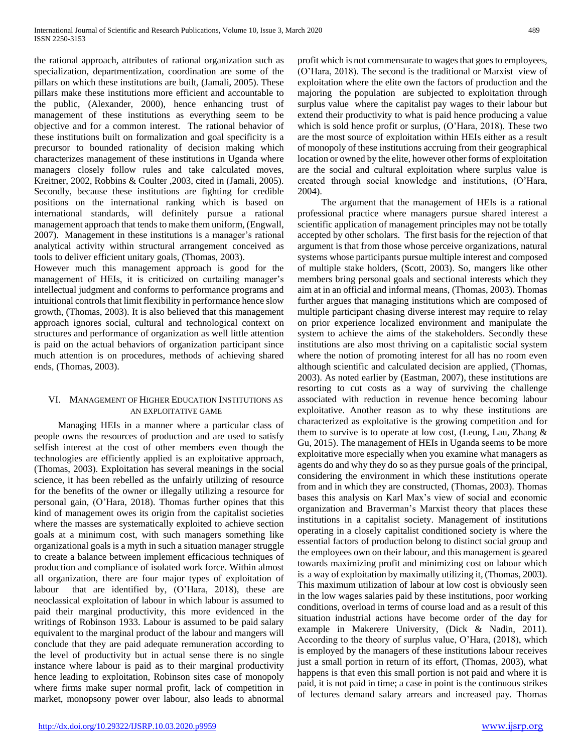the rational approach, attributes of rational organization such as specialization, departmentization, coordination are some of the pillars on which these institutions are built, (Jamali, 2005). These pillars make these institutions more efficient and accountable to the public, (Alexander, 2000), hence enhancing trust of management of these institutions as everything seem to be objective and for a common interest. The rational behavior of these institutions built on formalization and goal specificity is a precursor to bounded rationality of decision making which characterizes management of these institutions in Uganda where managers closely follow rules and take calculated moves, Kreitner, 2002, Robbins & Coulter ,2003, cited in (Jamali, 2005). Secondly, because these institutions are fighting for credible positions on the international ranking which is based on international standards, will definitely pursue a rational management approach that tends to make them uniform, (Engwall, 2007). Management in these institutions is a manager's rational analytical activity within structural arrangement conceived as tools to deliver efficient unitary goals, (Thomas, 2003).

However much this management approach is good for the management of HEIs, it is criticized on curtailing manager's intellectual judgment and conforms to performance programs and intuitional controls that limit flexibility in performance hence slow growth, (Thomas, 2003). It is also believed that this management approach ignores social, cultural and technological context on structures and performance of organization as well little attention is paid on the actual behaviors of organization participant since much attention is on procedures, methods of achieving shared ends, (Thomas, 2003).

## VI. Management of Higher Education Institutions as an Exploitative Game

Managing HEIs in a manner where a particular class of people owns the resources of production and are used to satisfy selfish interest at the cost of other members even though the technologies are efficiently applied is an exploitative approach, (Thomas, 2003). Exploitation has several meanings in the social science, it has been rebelled as the unfairly utilizing of resource for the benefits of the owner or illegally utilizing a resource for personal gain, (O'Hara, 2018). Thomas further opines that this kind of management owes its origin from the capitalist societies where the masses are systematically exploited to achieve section goals at a minimum cost, with such managers something like organizational goals is a myth in such a situation manager struggle to create a balance between implement efficacious techniques of production and compliance of isolated work force. Within almost all organization, there are four major types of exploitation of labour that are identified by, (O'Hara, 2018), these are neoclassical exploitation of labour in which labour is assumed to paid their marginal productivity, this more evidenced in the writings of Robinson 1933. Labour is assumed to be paid salary equivalent to the marginal product of the labour and mangers will conclude that they are paid adequate remuneration according to the level of productivity but in actual sense there is no single instance where labour is paid as to their marginal productivity hence leading to exploitation, Robinson sites case of monopoly where firms make super normal profit, lack of competition in market, monopsony power over labour, also leads to abnormal profit which is not commensurate to wages that goes to employees, (O'Hara, 2018). The second is the traditional or Marxist view of exploitation where the elite own the factors of production and the majoring the population are subjected to exploitation through surplus value where the capitalist pay wages to their labour but extend their productivity to what is paid hence producing a value which is sold hence profit or surplus, (O'Hara, 2018). These two are the most source of exploitation within HEIs either as a result of monopoly of these institutions accruing from their geographical location or owned by the elite, however other forms of exploitation are the social and cultural exploitation where surplus value is created through social knowledge and institutions, (O'Hara, 2004).

The argument that the management of HEIs is a rational professional practice where managers pursue shared interest a scientific application of management principles may not be totally accepted by other scholars. The first basis for the rejection of that argument is that from those whose perceive organizations, natural systems whose participants pursue multiple interest and composed of multiple stake holders, (Scott, 2003). So, mangers like other members bring personal goals and sectional interests which they aim at in an official and informal means, (Thomas, 2003). Thomas further argues that managing institutions which are composed of multiple participant chasing diverse interest may require to relay on prior experience localized environment and manipulate the system to achieve the aims of the stakeholders. Secondly these institutions are also most thriving on a capitalistic social system where the notion of promoting interest for all has no room even although scientific and calculated decision are applied, (Thomas, 2003). As noted earlier by (Eastman, 2007), these institutions are resorting to cut costs as a way of surviving the challenge associated with reduction in revenue hence becoming labour exploitative. Another reason as to why these institutions are characterized as exploitative is the growing competition and for them to survive is to operate at low cost, (Leung, Lau, Zhang & Gu, 2015). The management of HEIs in Uganda seems to be more exploitative more especially when you examine what managers as agents do and why they do so as they pursue goals of the principal, considering the environment in which these institutions operate from and in which they are constructed, (Thomas, 2003). Thomas bases this analysis on Karl Max's view of social and economic organization and Braverman's Marxist theory that places these institutions in a capitalist society. Management of institutions operating in a closely capitalist conditioned society is where the essential factors of production belong to distinct social group and the employees own on their labour, and this management is geared towards maximizing profit and minimizing cost on labour which is a way of exploitation by maximally utilizing it, (Thomas, 2003). This maximum utilization of labour at low cost is obviously seen in the low wages salaries paid by these institutions, poor working conditions, overload in terms of course load and as a result of this situation industrial actions have become order of the day for example in Makerere University, (Dick & Nadin, 2011). According to the theory of surplus value, O'Hara, (2018), which is employed by the managers of these institutions labour receives just a small portion in return of its effort, (Thomas, 2003), what happens is that even this small portion is not paid and where it is paid, it is not paid in time; a case in point is the continuous strikes of lectures demand salary arrears and increased pay. Thomas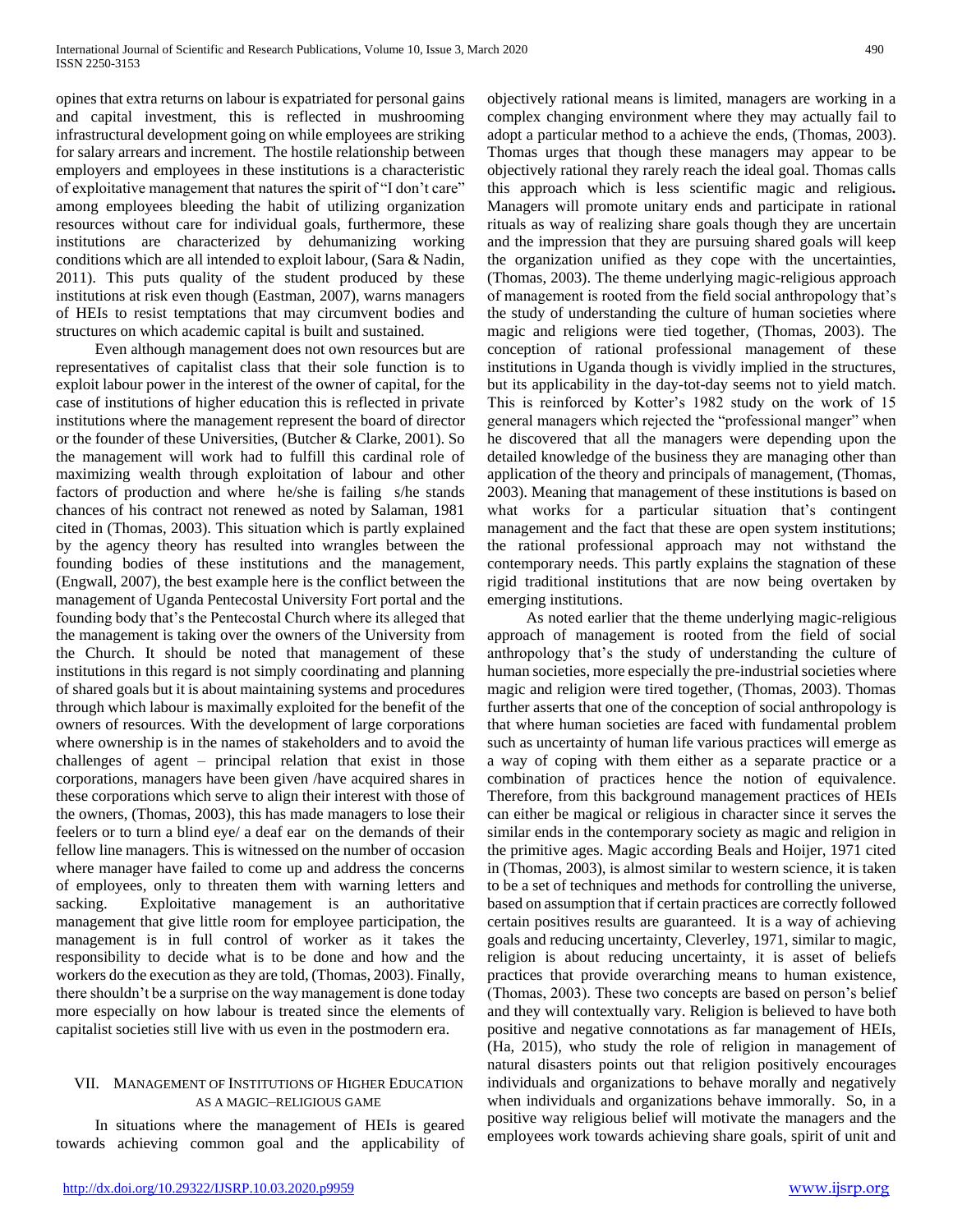opines that extra returns on labour is expatriated for personal gains and capital investment, this is reflected in mushrooming infrastructural development going on while employees are striking for salary arrears and increment. The hostile relationship between employers and employees in these institutions is a characteristic of exploitative management that natures the spirit of "I don't care" among employees bleeding the habit of utilizing organization resources without care for individual goals, furthermore, these institutions are characterized by dehumanizing working conditions which are all intended to exploit labour, (Sara & Nadin, 2011). This puts quality of the student produced by these institutions at risk even though (Eastman, 2007), warns managers of HEIs to resist temptations that may circumvent bodies and structures on which academic capital is built and sustained.

Even although management does not own resources but are representatives of capitalist class that their sole function is to exploit labour power in the interest of the owner of capital, for the case of institutions of higher education this is reflected in private institutions where the management represent the board of director or the founder of these Universities, (Butcher & Clarke, 2001). So the management will work had to fulfill this cardinal role of maximizing wealth through exploitation of labour and other factors of production and where he/she is failing s/he stands chances of his contract not renewed as noted by Salaman, 1981 cited in (Thomas, 2003). This situation which is partly explained by the agency theory has resulted into wrangles between the founding bodies of these institutions and the management, (Engwall, 2007), the best example here is the conflict between the management of Uganda Pentecostal University Fort portal and the founding body that's the Pentecostal Church where its alleged that the management is taking over the owners of the University from the Church. It should be noted that management of these institutions in this regard is not simply coordinating and planning of shared goals but it is about maintaining systems and procedures through which labour is maximally exploited for the benefit of the owners of resources. With the development of large corporations where ownership is in the names of stakeholders and to avoid the challenges of agent – principal relation that exist in those corporations, managers have been given /have acquired shares in these corporations which serve to align their interest with those of the owners, (Thomas, 2003), this has made managers to lose their feelers or to turn a blind eye/ a deaf ear on the demands of their fellow line managers. This is witnessed on the number of occasion where manager have failed to come up and address the concerns of employees, only to threaten them with warning letters and sacking. Exploitative management is an authoritative management that give little room for employee participation, the management is in full control of worker as it takes the responsibility to decide what is to be done and how and the workers do the execution as they are told, (Thomas, 2003). Finally, there shouldn't be a surprise on the way management is done today more especially on how labour is treated since the elements of capitalist societies still live with us even in the postmodern era.

## VII. Management of Institutions of Higher Education as a Magic–Religious Game

In situations where the management of HEIs is geared towards achieving common goal and the applicability of objectively rational means is limited, managers are working in a complex changing environment where they may actually fail to adopt a particular method to a achieve the ends, (Thomas, 2003). Thomas urges that though these managers may appear to be objectively rational they rarely reach the ideal goal. Thomas calls this approach which is less scientific magic and religious**.** Managers will promote unitary ends and participate in rational rituals as way of realizing share goals though they are uncertain and the impression that they are pursuing shared goals will keep the organization unified as they cope with the uncertainties, (Thomas, 2003). The theme underlying magic-religious approach of management is rooted from the field social anthropology that's the study of understanding the culture of human societies where magic and religions were tied together, (Thomas, 2003). The conception of rational professional management of these institutions in Uganda though is vividly implied in the structures, but its applicability in the day-tot-day seems not to yield match. This is reinforced by Kotter's 1982 study on the work of 15 general managers which rejected the "professional manger" when he discovered that all the managers were depending upon the detailed knowledge of the business they are managing other than application of the theory and principals of management, (Thomas, 2003). Meaning that management of these institutions is based on what works for a particular situation that's contingent management and the fact that these are open system institutions; the rational professional approach may not withstand the contemporary needs. This partly explains the stagnation of these rigid traditional institutions that are now being overtaken by emerging institutions.

As noted earlier that the theme underlying magic-religious approach of management is rooted from the field of social anthropology that's the study of understanding the culture of human societies, more especially the pre-industrial societies where magic and religion were tired together, (Thomas, 2003). Thomas further asserts that one of the conception of social anthropology is that where human societies are faced with fundamental problem such as uncertainty of human life various practices will emerge as a way of coping with them either as a separate practice or a combination of practices hence the notion of equivalence. Therefore, from this background management practices of HEIs can either be magical or religious in character since it serves the similar ends in the contemporary society as magic and religion in the primitive ages. Magic according Beals and Hoijer, 1971 cited in (Thomas, 2003), is almost similar to western science, it is taken to be a set of techniques and methods for controlling the universe, based on assumption that if certain practices are correctly followed certain positives results are guaranteed. It is a way of achieving goals and reducing uncertainty, Cleverley, 1971, similar to magic, religion is about reducing uncertainty, it is asset of beliefs practices that provide overarching means to human existence, (Thomas, 2003). These two concepts are based on person's belief and they will contextually vary. Religion is believed to have both positive and negative connotations as far management of HEIs, (Ha, 2015), who study the role of religion in management of natural disasters points out that religion positively encourages individuals and organizations to behave morally and negatively when individuals and organizations behave immorally. So, in a positive way religious belief will motivate the managers and the employees work towards achieving share goals, spirit of unit and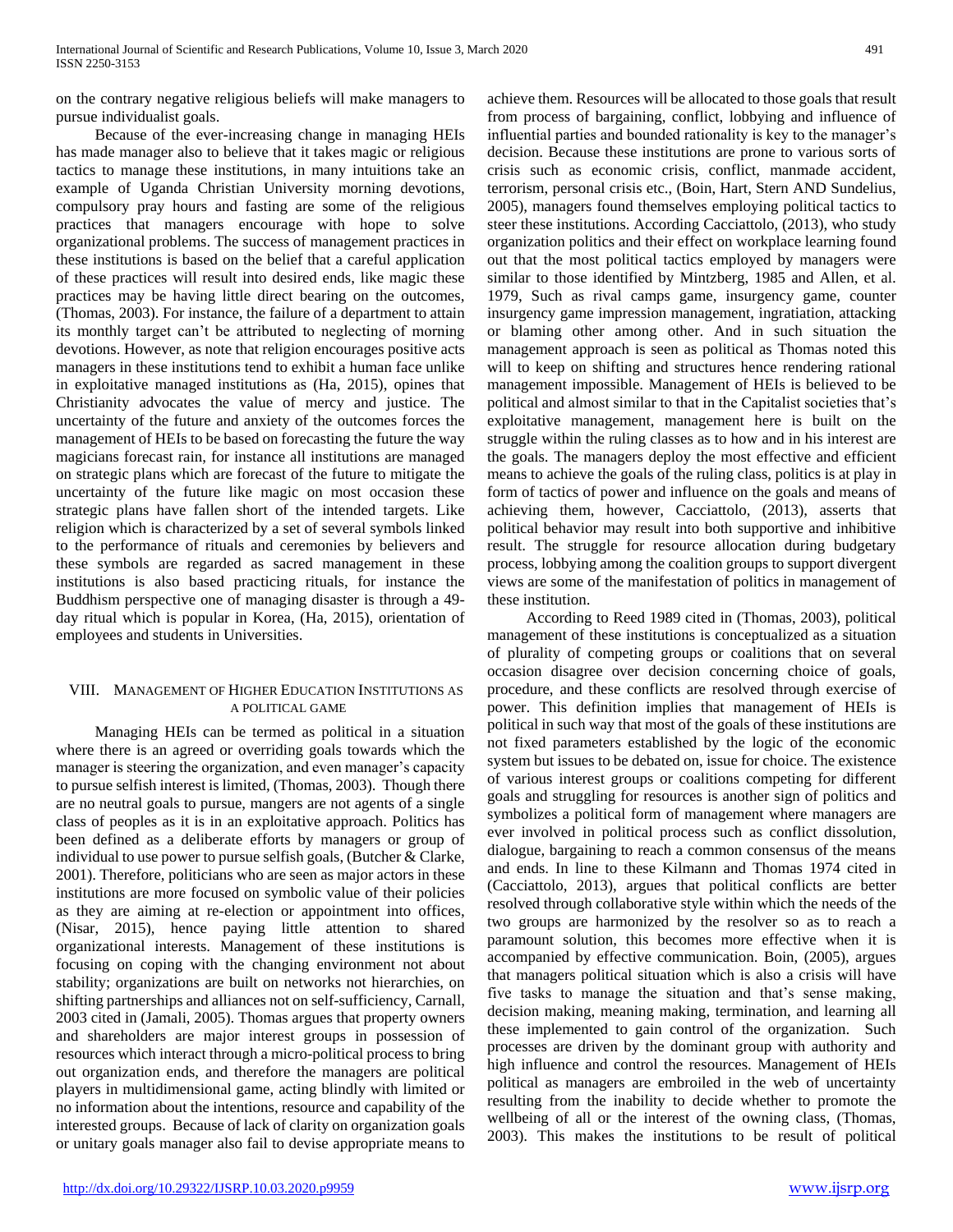on the contrary negative religious beliefs will make managers to pursue individualist goals.

Because of the ever-increasing change in managing HEIs has made manager also to believe that it takes magic or religious tactics to manage these institutions, in many intuitions take an example of Uganda Christian University morning devotions, compulsory pray hours and fasting are some of the religious practices that managers encourage with hope to solve organizational problems. The success of management practices in these institutions is based on the belief that a careful application of these practices will result into desired ends, like magic these practices may be having little direct bearing on the outcomes, (Thomas, 2003). For instance, the failure of a department to attain its monthly target can't be attributed to neglecting of morning devotions. However, as note that religion encourages positive acts managers in these institutions tend to exhibit a human face unlike in exploitative managed institutions as (Ha, 2015), opines that Christianity advocates the value of mercy and justice. The uncertainty of the future and anxiety of the outcomes forces the management of HEIs to be based on forecasting the future the way magicians forecast rain, for instance all institutions are managed on strategic plans which are forecast of the future to mitigate the uncertainty of the future like magic on most occasion these strategic plans have fallen short of the intended targets. Like religion which is characterized by a set of several symbols linked to the performance of rituals and ceremonies by believers and these symbols are regarded as sacred management in these institutions is also based practicing rituals, for instance the Buddhism perspective one of managing disaster is through a 49-day ritual which is popular in Korea, (Ha, 2015), orientation of employees and students in Universities.

## VIII. Management of Higher Education Institutions as a Political Game

Managing HEIs can be termed as political in a situation where there is an agreed or overriding goals towards which the manager is steering the organization, and even manager's capacity to pursue selfish interest is limited, (Thomas, 2003). Though there are no neutral goals to pursue, mangers are not agents of a single class of peoples as it is in an exploitative approach. Politics has been defined as a deliberate efforts by managers or group of individual to use power to pursue selfish goals, (Butcher & Clarke, 2001). Therefore, politicians who are seen as major actors in these institutions are more focused on symbolic value of their policies as they are aiming at re-election or appointment into offices, (Nisar, 2015), hence paying little attention to shared organizational interests. Management of these institutions is focusing on coping with the changing environment not about stability; organizations are built on networks not hierarchies, on shifting partnerships and alliances not on self-sufficiency, Carnall, 2003 cited in (Jamali, 2005). Thomas argues that property owners and shareholders are major interest groups in possession of resources which interact through a micro-political process to bring out organization ends, and therefore the managers are political players in multidimensional game, acting blindly with limited or no information about the intentions, resource and capability of the interested groups. Because of lack of clarity on organization goals or unitary goals manager also fail to devise appropriate means to achieve them. Resources will be allocated to those goals that result from process of bargaining, conflict, lobbying and influence of influential parties and bounded rationality is key to the manager's decision. Because these institutions are prone to various sorts of crisis such as economic crisis, conflict, manmade accident, terrorism, personal crisis etc., (Boin, Hart, Stern AND Sundelius, 2005), managers found themselves employing political tactics to steer these institutions. According Cacciattolo, (2013), who study organization politics and their effect on workplace learning found out that the most political tactics employed by managers were similar to those identified by Mintzberg, 1985 and Allen, et al. 1979, Such as rival camps game, insurgency game, counter insurgency game impression management, ingratiation, attacking or blaming other among other. And in such situation the management approach is seen as political as Thomas noted this will to keep on shifting and structures hence rendering rational management impossible. Management of HEIs is believed to be political and almost similar to that in the Capitalist societies that's exploitative management, management here is built on the struggle within the ruling classes as to how and in his interest are the goals. The managers deploy the most effective and efficient means to achieve the goals of the ruling class, politics is at play in form of tactics of power and influence on the goals and means of achieving them, however, Cacciattolo, (2013), asserts that political behavior may result into both supportive and inhibitive result. The struggle for resource allocation during budgetary process, lobbying among the coalition groups to support divergent views are some of the manifestation of politics in management of these institution.

According to Reed 1989 cited in (Thomas, 2003), political management of these institutions is conceptualized as a situation of plurality of competing groups or coalitions that on several occasion disagree over decision concerning choice of goals, procedure, and these conflicts are resolved through exercise of power. This definition implies that management of HEIs is political in such way that most of the goals of these institutions are not fixed parameters established by the logic of the economic system but issues to be debated on, issue for choice. The existence of various interest groups or coalitions competing for different goals and struggling for resources is another sign of politics and symbolizes a political form of management where managers are ever involved in political process such as conflict dissolution, dialogue, bargaining to reach a common consensus of the means and ends. In line to these Kilmann and Thomas 1974 cited in (Cacciattolo, 2013), argues that political conflicts are better resolved through collaborative style within which the needs of the two groups are harmonized by the resolver so as to reach a paramount solution, this becomes more effective when it is accompanied by effective communication. Boin, (2005), argues that managers political situation which is also a crisis will have five tasks to manage the situation and that's sense making, decision making, meaning making, termination, and learning all these implemented to gain control of the organization. Such processes are driven by the dominant group with authority and high influence and control the resources. Management of HEIs political as managers are embroiled in the web of uncertainty resulting from the inability to decide whether to promote the wellbeing of all or the interest of the owning class, (Thomas, 2003). This makes the institutions to be result of political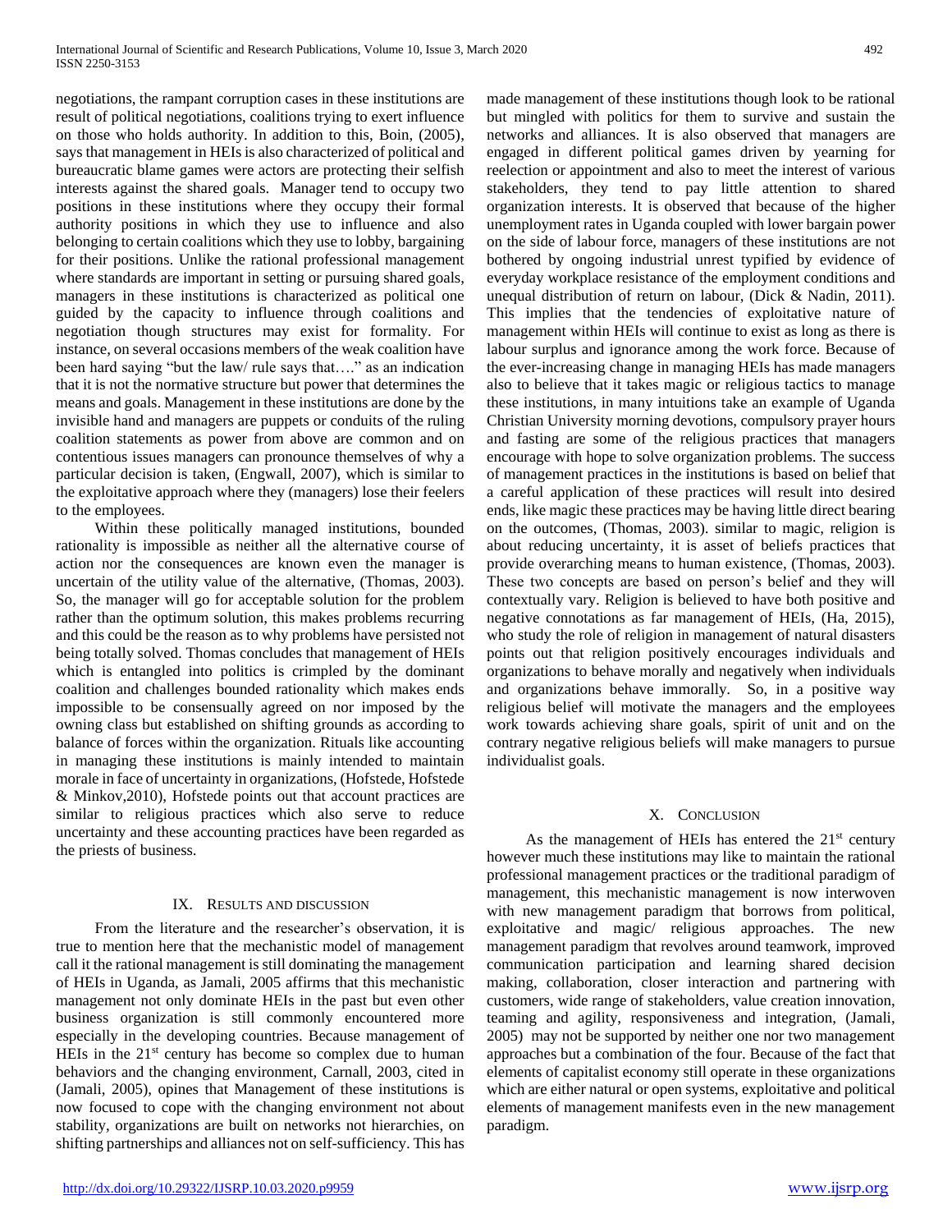negotiations, the rampant corruption cases in these institutions are result of political negotiations, coalitions trying to exert influence on those who holds authority. In addition to this, Boin, (2005), says that management in HEIs is also characterized of political and bureaucratic blame games were actors are protecting their selfish interests against the shared goals. Manager tend to occupy two positions in these institutions where they occupy their formal authority positions in which they use to influence and also belonging to certain coalitions which they use to lobby, bargaining for their positions. Unlike the rational professional management where standards are important in setting or pursuing shared goals, managers in these institutions is characterized as political one guided by the capacity to influence through coalitions and negotiation though structures may exist for formality. For instance, on several occasions members of the weak coalition have been hard saying "but the law/ rule says that…." as an indication that it is not the normative structure but power that determines the means and goals. Management in these institutions are done by the invisible hand and managers are puppets or conduits of the ruling coalition statements as power from above are common and on contentious issues managers can pronounce themselves of why a particular decision is taken, (Engwall, 2007), which is similar to the exploitative approach where they (managers) lose their feelers to the employees.

Within these politically managed institutions, bounded rationality is impossible as neither all the alternative course of action nor the consequences are known even the manager is uncertain of the utility value of the alternative, (Thomas, 2003). So, the manager will go for acceptable solution for the problem rather than the optimum solution, this makes problems recurring and this could be the reason as to why problems have persisted not being totally solved. Thomas concludes that management of HEIs which is entangled into politics is crimpled by the dominant coalition and challenges bounded rationality which makes ends impossible to be consensually agreed on nor imposed by the owning class but established on shifting grounds as according to balance of forces within the organization. Rituals like accounting in managing these institutions is mainly intended to maintain morale in face of uncertainty in organizations, (Hofstede, Hofstede & Minkov,2010), Hofstede points out that account practices are similar to religious practices which also serve to reduce uncertainty and these accounting practices have been regarded as the priests of business.

## IX. Results and discussion

From the literature and the researcher's observation, it is true to mention here that the mechanistic model of management call it the rational management is still dominating the management of HEIs in Uganda, as Jamali, 2005 affirms that this mechanistic management not only dominate HEIs in the past but even other business organization is still commonly encountered more especially in the developing countries. Because management of HEIs in the 21st century has become so complex due to human behaviors and the changing environment, Carnall, 2003, cited in (Jamali, 2005), opines that Management of these institutions is now focused to cope with the changing environment not about stability, organizations are built on networks not hierarchies, on shifting partnerships and alliances not on self-sufficiency. This has made management of these institutions though look to be rational but mingled with politics for them to survive and sustain the networks and alliances. It is also observed that managers are engaged in different political games driven by yearning for reelection or appointment and also to meet the interest of various stakeholders, they tend to pay little attention to shared organization interests. It is observed that because of the higher unemployment rates in Uganda coupled with lower bargain power on the side of labour force, managers of these institutions are not bothered by ongoing industrial unrest typified by evidence of everyday workplace resistance of the employment conditions and unequal distribution of return on labour, (Dick & Nadin, 2011). This implies that the tendencies of exploitative nature of management within HEIs will continue to exist as long as there is labour surplus and ignorance among the work force. Because of the ever-increasing change in managing HEIs has made managers also to believe that it takes magic or religious tactics to manage these institutions, in many intuitions take an example of Uganda Christian University morning devotions, compulsory prayer hours and fasting are some of the religious practices that managers encourage with hope to solve organization problems. The success of management practices in the institutions is based on belief that a careful application of these practices will result into desired ends, like magic these practices may be having little direct bearing on the outcomes, (Thomas, 2003). similar to magic, religion is about reducing uncertainty, it is asset of beliefs practices that provide overarching means to human existence, (Thomas, 2003). These two concepts are based on person's belief and they will contextually vary. Religion is believed to have both positive and negative connotations as far management of HEIs, (Ha, 2015), who study the role of religion in management of natural disasters points out that religion positively encourages individuals and organizations to behave morally and negatively when individuals and organizations behave immorally. So, in a positive way religious belief will motivate the managers and the employees work towards achieving share goals, spirit of unit and on the contrary negative religious beliefs will make managers to pursue individualist goals.

## X. Conclusion

As the management of HEIs has entered the 21st century however much these institutions may like to maintain the rational professional management practices or the traditional paradigm of management, this mechanistic management is now interwoven with new management paradigm that borrows from political, exploitative and magic/ religious approaches. The new management paradigm that revolves around teamwork, improved communication participation and learning shared decision making, collaboration, closer interaction and partnering with customers, wide range of stakeholders, value creation innovation, teaming and agility, responsiveness and integration, (Jamali, 2005) may not be supported by neither one nor two management approaches but a combination of the four. Because of the fact that elements of capitalist economy still operate in these organizations which are either natural or open systems, exploitative and political elements of management manifests even in the new management paradigm.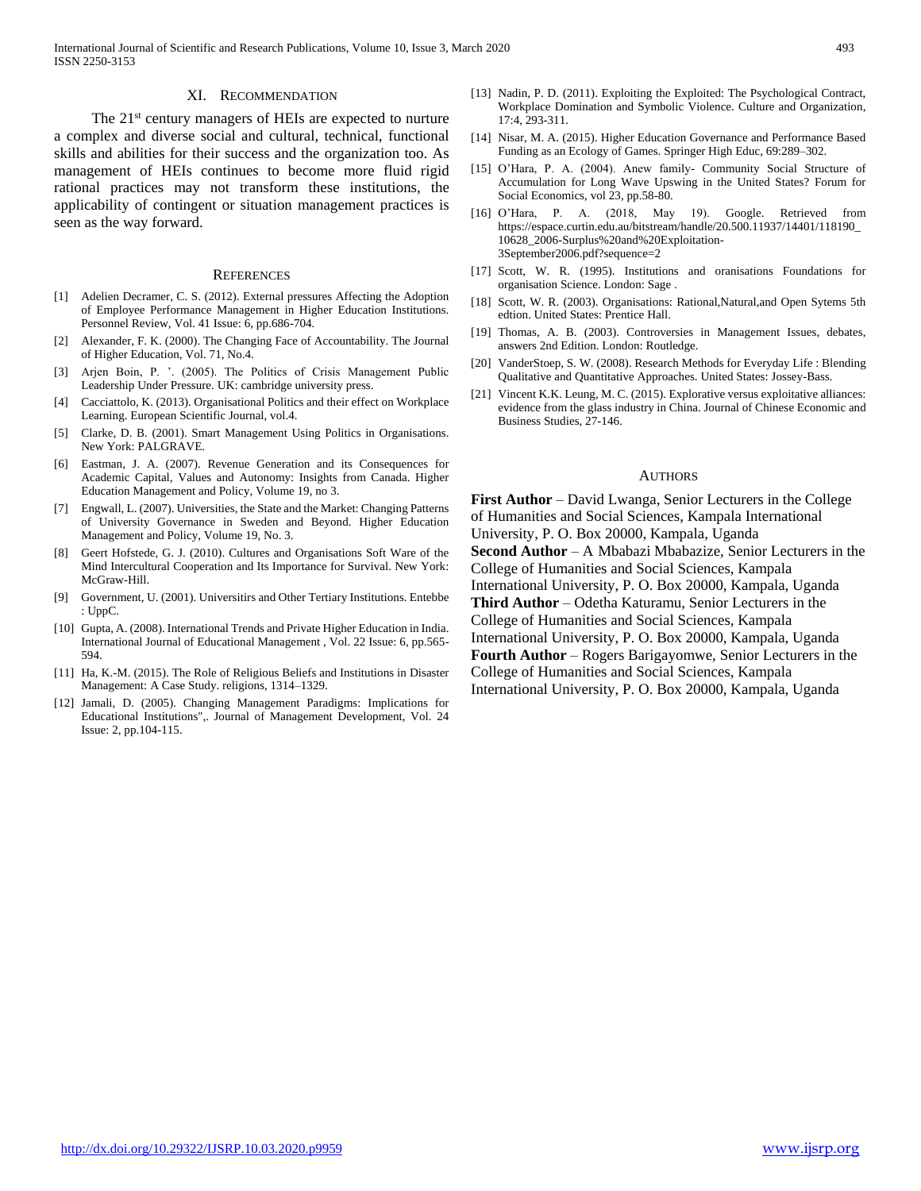## XI. Recommendation

The 21st century managers of HEIs are expected to nurture a complex and diverse social and cultural, technical, functional skills and abilities for their success and the organization too. As management of HEIs continues to become more fluid rigid rational practices may not transform these institutions, the applicability of contingent or situation management practices is seen as the way forward.

## References

[1] Adelien Decramer, C. S. (2012). External pressures Affecting the Adoption of Employee Performance Management in Higher Education Institutions. Personnel Review, Vol. 41 Issue: 6, pp.686-704.

[2] Alexander, F. K. (2000). The Changing Face of Accountability. The Journal of Higher Education, Vol. 71, No.4.

[3] Arjen Boin, P. '. (2005). The Politics of Crisis Management Public Leadership Under Pressure. UK: cambridge university press.

[4] Cacciattolo, K. (2013). Organisational Politics and their effect on Workplace Learning. European Scientific Journal, vol.4.

[5] Clarke, D. B. (2001). Smart Management Using Politics in Organisations. New York: PALGRAVE.

[6] Eastman, J. A. (2007). Revenue Generation and its Consequences for Academic Capital, Values and Autonomy: Insights from Canada. Higher Education Management and Policy, Volume 19, no 3.

[7] Engwall, L. (2007). Universities, the State and the Market: Changing Patterns of University Governance in Sweden and Beyond. Higher Education Management and Policy, Volume 19, No. 3.

[8] Geert Hofstede, G. J. (2010). Cultures and Organisations Soft Ware of the Mind Intercultural Cooperation and Its Importance for Survival. New York: McGraw-Hill.

[9] Government, U. (2001). Universitirs and Other Tertiary Institutions. Entebbe : UppC.

[10] Gupta, A. (2008). International Trends and Private Higher Education in India. International Journal of Educational Management , Vol. 22 Issue: 6, pp.565-594.

[11] Ha, K.-M. (2015). The Role of Religious Beliefs and Institutions in Disaster Management: A Case Study. religions, 1314–1329.

[12] Jamali, D. (2005). Changing Management Paradigms: Implications for Educational Institutions",. Journal of Management Development, Vol. 24 Issue: 2, pp.104-115.

[13] Nadin, P. D. (2011). Exploiting the Exploited: The Psychological Contract, Workplace Domination and Symbolic Violence. Culture and Organization, 17:4, 293-311.

[14] Nisar, M. A. (2015). Higher Education Governance and Performance Based Funding as an Ecology of Games. Springer High Educ, 69:289–302.

[15] O'Hara, P. A. (2004). Anew family- Community Social Structure of Accumulation for Long Wave Upswing in the United States? Forum for Social Economics, vol 23, pp.58-80.

[16] O'Hara, P. A. (2018, May 19). Google. Retrieved from https://espace.curtin.edu.au/bitstream/handle/20.500.11937/14401/118190_10628_2006-Surplus%20and%20Exploitation-3September2006.pdf?sequence=2

[17] Scott, W. R. (1995). Institutions and oranisations Foundations for organisation Science. London: Sage .

[18] Scott, W. R. (2003). Organisations: Rational,Natural,and Open Sytems 5th edtion. United States: Prentice Hall.

[19] Thomas, A. B. (2003). Controversies in Management Issues, debates, answers 2nd Edition. London: Routledge.

[20] VanderStoep, S. W. (2008). Research Methods for Everyday Life : Blending Qualitative and Quantitative Approaches. United States: Jossey-Bass.

[21] Vincent K.K. Leung, M. C. (2015). Explorative versus exploitative alliances: evidence from the glass industry in China. Journal of Chinese Economic and Business Studies, 27-146.

## Authors

**First Author** – David Lwanga, Senior Lecturers in the College of Humanities and Social Sciences, Kampala International University, P. O. Box 20000, Kampala, Uganda

**Second Author** – A Mbabazi Mbabazize, Senior Lecturers in the College of Humanities and Social Sciences, Kampala International University, P. O. Box 20000, Kampala, Uganda

**Third Author** – Odetha Katuramu, Senior Lecturers in the College of Humanities and Social Sciences, Kampala International University, P. O. Box 20000, Kampala, Uganda

**Fourth Author** – Rogers Barigayomwe, Senior Lecturers in the College of Humanities and Social Sciences, Kampala International University, P. O. Box 20000, Kampala, Uganda